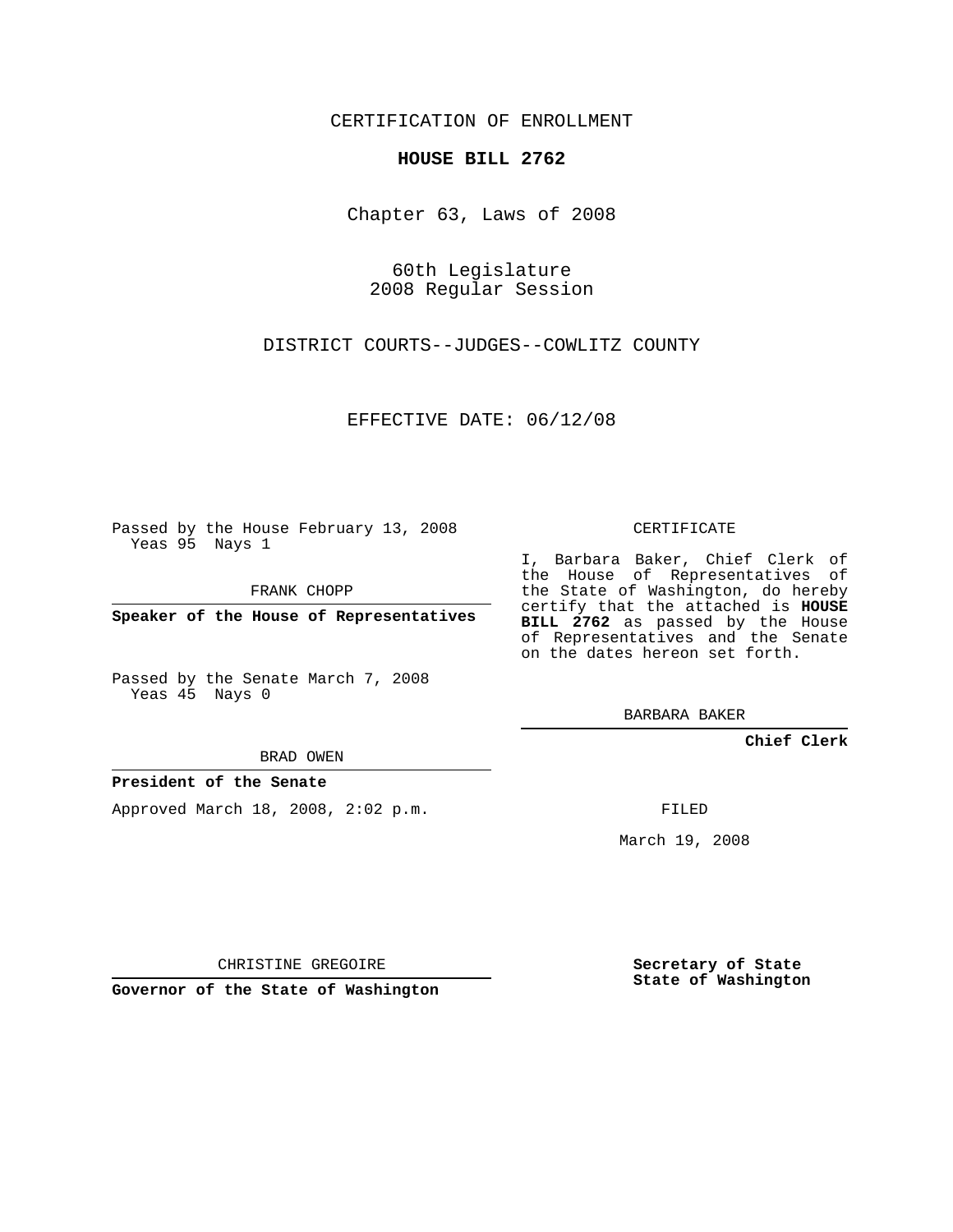CERTIFICATION OF ENROLLMENT

**HOUSE BILL 2762**

Chapter 63, Laws of 2008

60th Legislature
2008 Regular Session

DISTRICT COURTS--JUDGES--COWLITZ COUNTY

EFFECTIVE DATE: 06/12/08

Passed by the House February 13, 2008
Yeas 95 Nays 1

FRANK CHOPP

**Speaker of the House of Representatives**

Passed by the Senate March 7, 2008
Yeas 45 Nays 0

BRAD OWEN

**President of the Senate**

Approved March 18, 2008, 2:02 p.m.

CHRISTINE GREGOIRE

**Governor of the State of Washington**

CERTIFICATE

I, Barbara Baker, Chief Clerk of the House of Representatives of the State of Washington, do hereby certify that the attached is **HOUSE BILL 2762** as passed by the House of Representatives and the Senate on the dates hereon set forth.

BARBARA BAKER

**Chief Clerk**

FILED

March 19, 2008

**Secretary of State**
**State of Washington**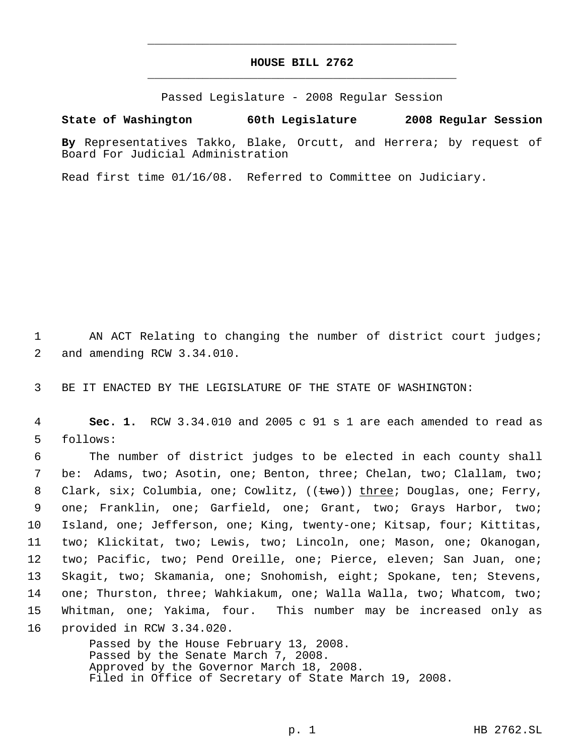# HOUSE BILL 2762

Passed Legislature - 2008 Regular Session

**State of Washington 60th Legislature 2008 Regular Session**

**By** Representatives Takko, Blake, Orcutt, and Herrera; by request of Board For Judicial Administration

Read first time 01/16/08. Referred to Committee on Judiciary.

AN ACT Relating to changing the number of district court judges; and amending RCW 3.34.010.

BE IT ENACTED BY THE LEGISLATURE OF THE STATE OF WASHINGTON:

**Sec. 1.** RCW 3.34.010 and 2005 c 91 s 1 are each amended to read as follows:

The number of district judges to be elected in each county shall be: Adams, two; Asotin, one; Benton, three; Chelan, two; Clallam, two; Clark, six; Columbia, one; Cowlitz, ((~~two~~)) <u>three</u>; Douglas, one; Ferry, one; Franklin, one; Garfield, one; Grant, two; Grays Harbor, two; Island, one; Jefferson, one; King, twenty-one; Kitsap, four; Kittitas, two; Klickitat, two; Lewis, two; Lincoln, one; Mason, one; Okanogan, two; Pacific, two; Pend Oreille, one; Pierce, eleven; San Juan, one; Skagit, two; Skamania, one; Snohomish, eight; Spokane, ten; Stevens, one; Thurston, three; Wahkiakum, one; Walla Walla, two; Whatcom, two; Whitman, one; Yakima, four. This number may be increased only as provided in RCW 3.34.020.

Passed by the House February 13, 2008.
Passed by the Senate March 7, 2008.
Approved by the Governor March 18, 2008.
Filed in Office of Secretary of State March 19, 2008.